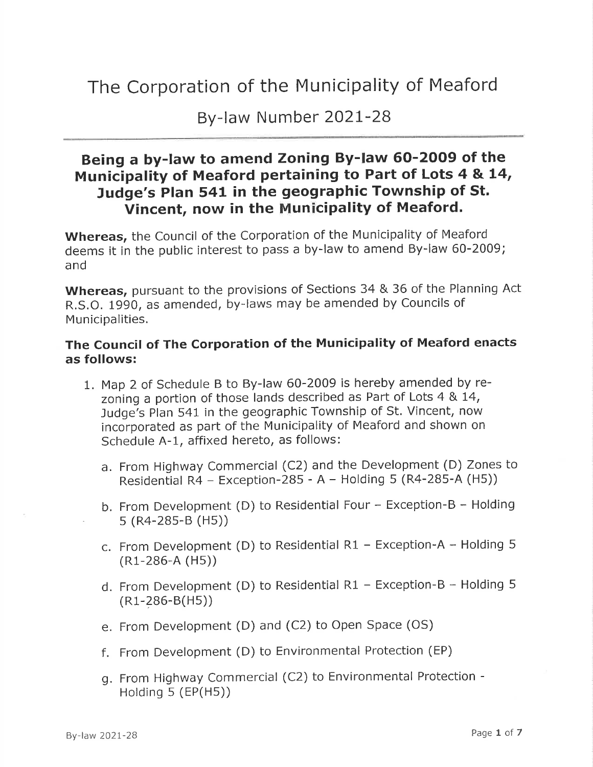# The Corporation of the Municipality of Meaford

## By-law Number 2021-28

### Being a by-law to amend Zoning By-law 60-2009 of the Municipality of Meaford pertaining to Part of Lots 4 & 14, Judge's Plan 541 in the geographic Township of St. Vincent, now in the Municipality of Meaford.

**Whereas,** the Council of the Corporation of the Municipality of Meaford deems it in the public interest to pass a by-law to amend By-law 60-2009; and

**Whereas,** pursuant to the provisions of Sections 34 & 36 of the Planning Act R.S.O. 1990, as amended, by-laws may be amended by Councils of Municipalities.

**The Council of The Corporation of the Municipality of Meaford enacts as follows:**

1. Map 2 of Schedule B to By-law 60-2009 is hereby amended by re-zoning a portion of those lands described as Part of Lots 4 & 14, Judge's Plan 541 in the geographic Township of St. Vincent, now incorporated as part of the Municipality of Meaford and shown on Schedule A-1, affixed hereto, as follows:
   a. From Highway Commercial (C2) and the Development (D) Zones to Residential R4 – Exception-285 - A – Holding 5 (R4-285-A (H5))
   b. From Development (D) to Residential Four – Exception-B – Holding 5 (R4-285-B (H5))
   c. From Development (D) to Residential R1 – Exception-A – Holding 5 (R1-286-A (H5))
   d. From Development (D) to Residential R1 – Exception-B – Holding 5 (R1-286-B(H5))
   e. From Development (D) and (C2) to Open Space (OS)
   f. From Development (D) to Environmental Protection (EP)
   g. From Highway Commercial (C2) to Environmental Protection - Holding 5 (EP(H5))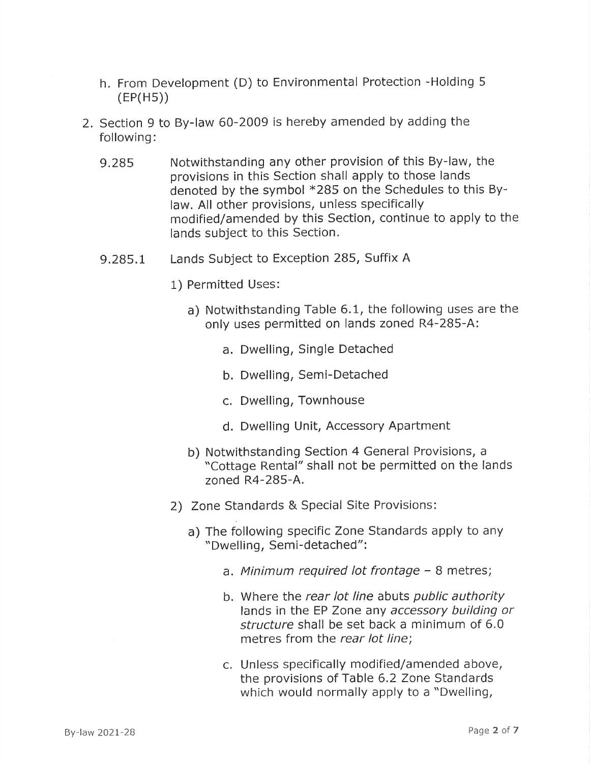h. From Development (D) to Environmental Protection -Holding 5 (EP(H5))

2. Section 9 to By-law 60-2009 is hereby amended by adding the following:

9.285 Notwithstanding any other provision of this By-law, the provisions in this Section shall apply to those lands denoted by the symbol *285 on the Schedules to this By-law. All other provisions, unless specifically modified/amended by this Section, continue to apply to the lands subject to this Section.

9.285.1 Lands Subject to Exception 285, Suffix A

1) Permitted Uses:

   a) Notwithstanding Table 6.1, the following uses are the only uses permitted on lands zoned R4-285-A:

      a. Dwelling, Single Detached

      b. Dwelling, Semi-Detached

      c. Dwelling, Townhouse

      d. Dwelling Unit, Accessory Apartment

   b) Notwithstanding Section 4 General Provisions, a "Cottage Rental" shall not be permitted on the lands zoned R4-285-A.

2) Zone Standards & Special Site Provisions:

   a) The following specific Zone Standards apply to any "Dwelling, Semi-detached":

      a. *Minimum required lot frontage* – 8 metres;

      b. Where the *rear lot line* abuts *public authority* lands in the EP Zone any *accessory building or structure* shall be set back a minimum of 6.0 metres from the *rear lot line*;

      c. Unless specifically modified/amended above, the provisions of Table 6.2 Zone Standards which would normally apply to a "Dwelling,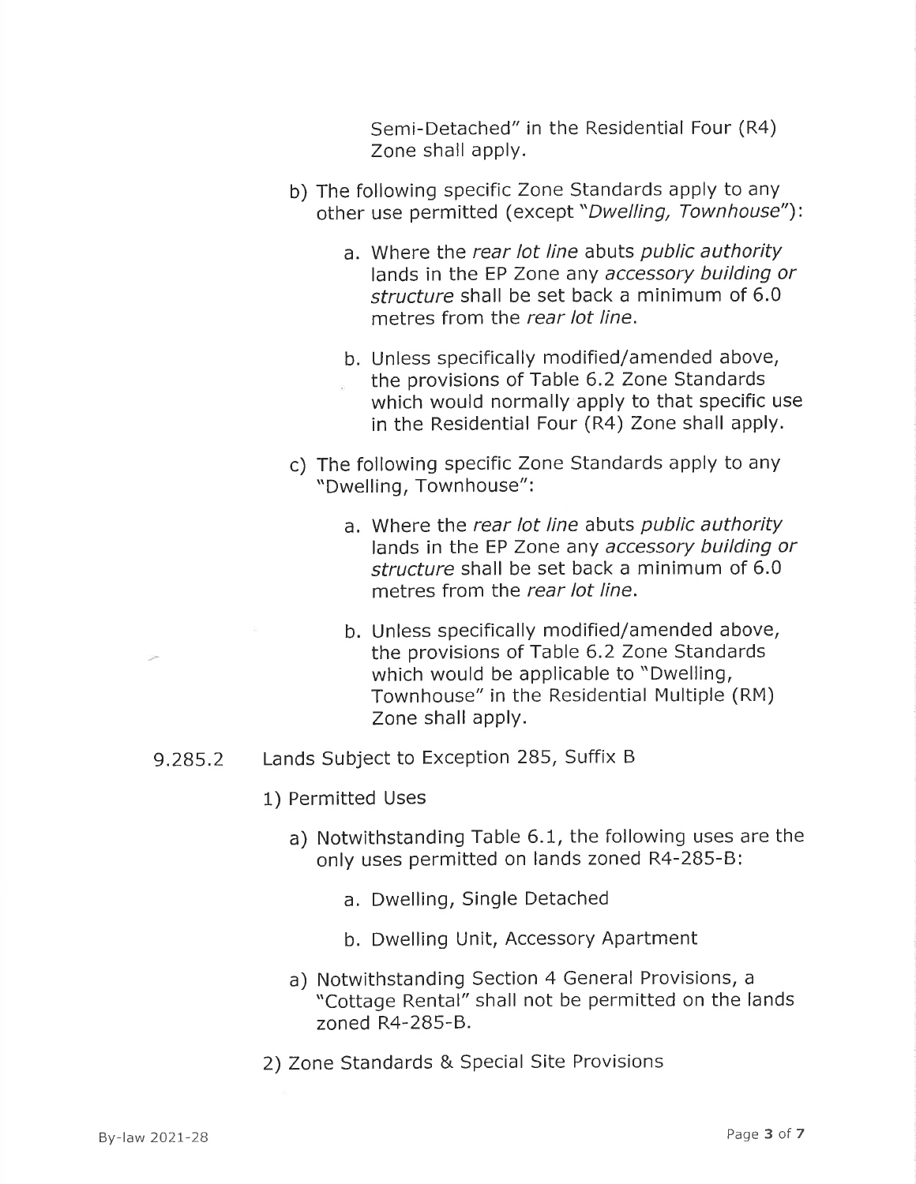Semi-Detached" in the Residential Four (R4) Zone shall apply.

b) The following specific Zone Standards apply to any other use permitted (except "*Dwelling, Townhouse*"):

   a. Where the *rear lot line* abuts *public authority* lands in the EP Zone any *accessory building or structure* shall be set back a minimum of 6.0 metres from the *rear lot line*.

   b. Unless specifically modified/amended above, the provisions of Table 6.2 Zone Standards which would normally apply to that specific use in the Residential Four (R4) Zone shall apply.

c) The following specific Zone Standards apply to any "Dwelling, Townhouse":

   a. Where the *rear lot line* abuts *public authority* lands in the EP Zone any *accessory building or structure* shall be set back a minimum of 6.0 metres from the *rear lot line*.

   b. Unless specifically modified/amended above, the provisions of Table 6.2 Zone Standards which would be applicable to "Dwelling, Townhouse" in the Residential Multiple (RM) Zone shall apply.

9.285.2 Lands Subject to Exception 285, Suffix B

1) Permitted Uses

   a) Notwithstanding Table 6.1, the following uses are the only uses permitted on lands zoned R4-285-B:

      a. Dwelling, Single Detached

      b. Dwelling Unit, Accessory Apartment

   a) Notwithstanding Section 4 General Provisions, a "Cottage Rental" shall not be permitted on the lands zoned R4-285-B.

2) Zone Standards & Special Site Provisions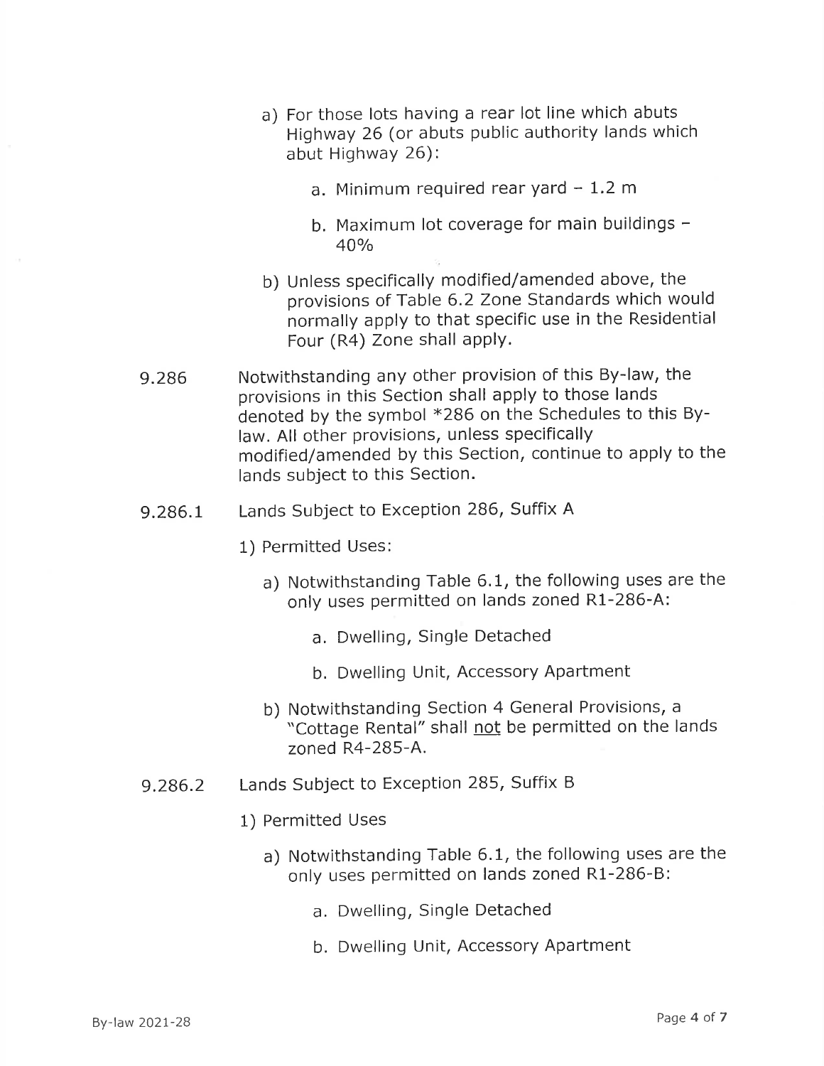a) For those lots having a rear lot line which abuts Highway 26 (or abuts public authority lands which abut Highway 26):

    a. Minimum required rear yard – 1.2 m

    b. Maximum lot coverage for main buildings – 40%

b) Unless specifically modified/amended above, the provisions of Table 6.2 Zone Standards which would normally apply to that specific use in the Residential Four (R4) Zone shall apply.

9.286 Notwithstanding any other provision of this By-law, the provisions in this Section shall apply to those lands denoted by the symbol *286 on the Schedules to this By-law. All other provisions, unless specifically modified/amended by this Section, continue to apply to the lands subject to this Section.

9.286.1 Lands Subject to Exception 286, Suffix A

1) Permitted Uses:

a) Notwithstanding Table 6.1, the following uses are the only uses permitted on lands zoned R1-286-A:

    a. Dwelling, Single Detached

    b. Dwelling Unit, Accessory Apartment

b) Notwithstanding Section 4 General Provisions, a "Cottage Rental" shall <u>not</u> be permitted on the lands zoned R4-285-A.

9.286.2 Lands Subject to Exception 285, Suffix B

1) Permitted Uses

a) Notwithstanding Table 6.1, the following uses are the only uses permitted on lands zoned R1-286-B:

    a. Dwelling, Single Detached

    b. Dwelling Unit, Accessory Apartment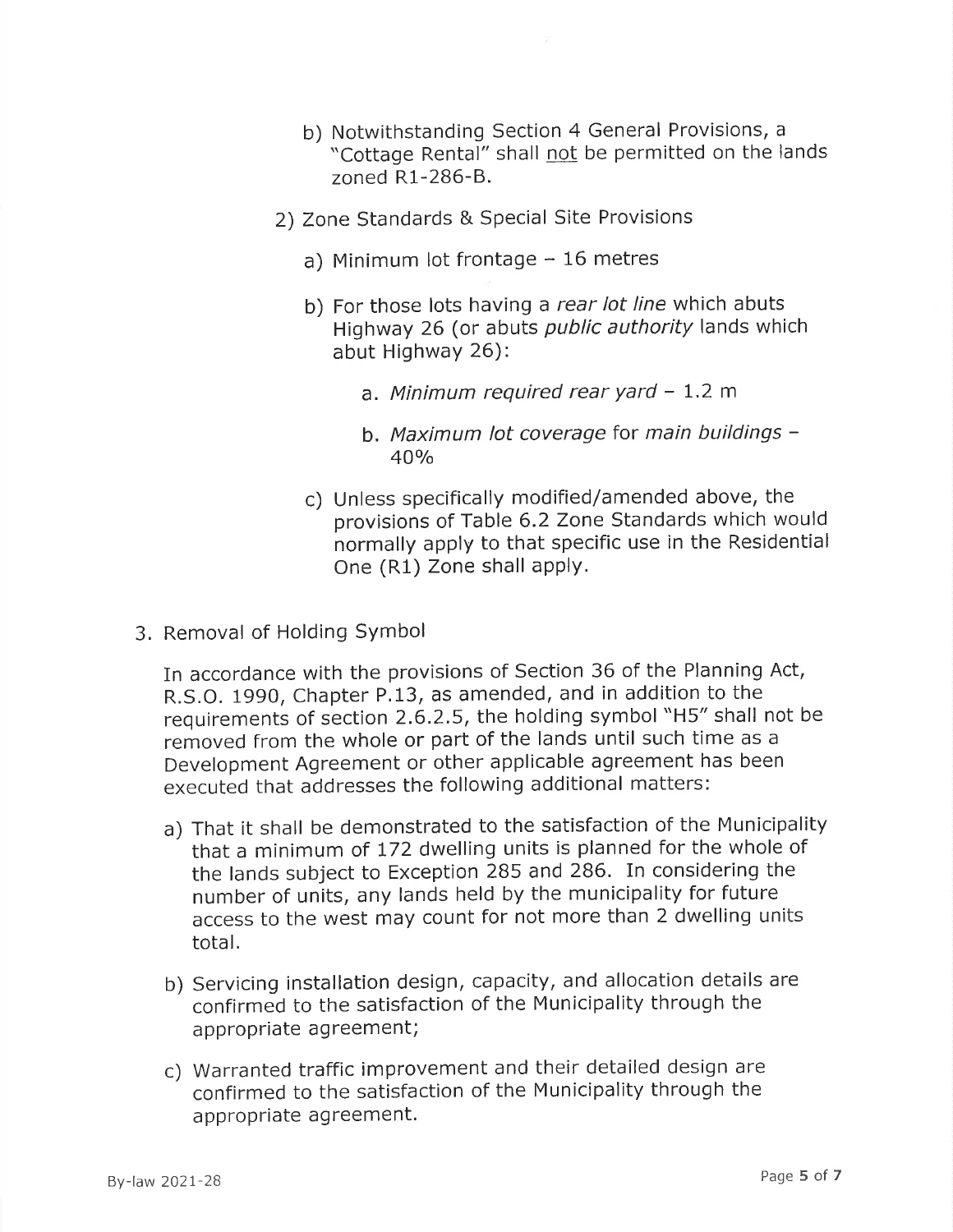b) Notwithstanding Section 4 General Provisions, a "Cottage Rental" shall not be permitted on the lands zoned R1-286-B.

2) Zone Standards & Special Site Provisions

   a) Minimum lot frontage – 16 metres

   b) For those lots having a *rear lot line* which abuts Highway 26 (or abuts *public authority* lands which abut Highway 26):

      a. *Minimum required rear yard* – 1.2 m

      b. *Maximum lot coverage* for *main buildings* – 40%

   c) Unless specifically modified/amended above, the provisions of Table 6.2 Zone Standards which would normally apply to that specific use in the Residential One (R1) Zone shall apply.

3. Removal of Holding Symbol

In accordance with the provisions of Section 36 of the Planning Act, R.S.O. 1990, Chapter P.13, as amended, and in addition to the requirements of section 2.6.2.5, the holding symbol "H5" shall not be removed from the whole or part of the lands until such time as a Development Agreement or other applicable agreement has been executed that addresses the following additional matters:

a) That it shall be demonstrated to the satisfaction of the Municipality that a minimum of 172 dwelling units is planned for the whole of the lands subject to Exception 285 and 286. In considering the number of units, any lands held by the municipality for future access to the west may count for not more than 2 dwelling units total.

b) Servicing installation design, capacity, and allocation details are confirmed to the satisfaction of the Municipality through the appropriate agreement;

c) Warranted traffic improvement and their detailed design are confirmed to the satisfaction of the Municipality through the appropriate agreement.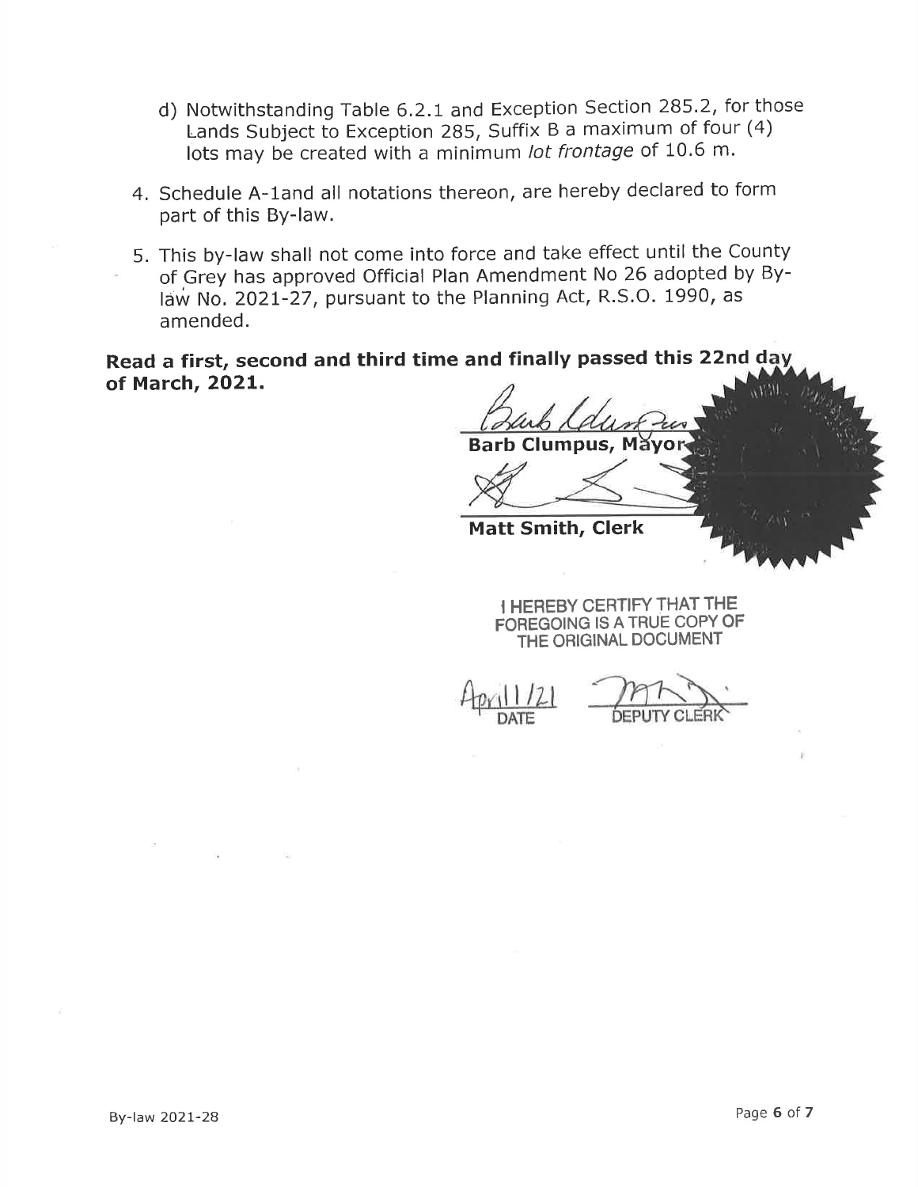d) Notwithstanding Table 6.2.1 and Exception Section 285.2, for those Lands Subject to Exception 285, Suffix B a maximum of four (4) lots may be created with a minimum *lot frontage* of 10.6 m.

4. Schedule A-1and all notations thereon, are hereby declared to form part of this By-law.

5. This by-law shall not come into force and take effect until the County of Grey has approved Official Plan Amendment No 26 adopted by By-law No. 2021-27, pursuant to the Planning Act, R.S.O. 1990, as amended.

**Read a first, second and third time and finally passed this 22nd day of March, 2021.**

**Barb Clumpus, Mayor**

**Matt Smith, Clerk**

I HEREBY CERTIFY THAT THE FOREGOING IS A TRUE COPY OF THE ORIGINAL DOCUMENT

April 1/21
DATE

DEPUTY CLERK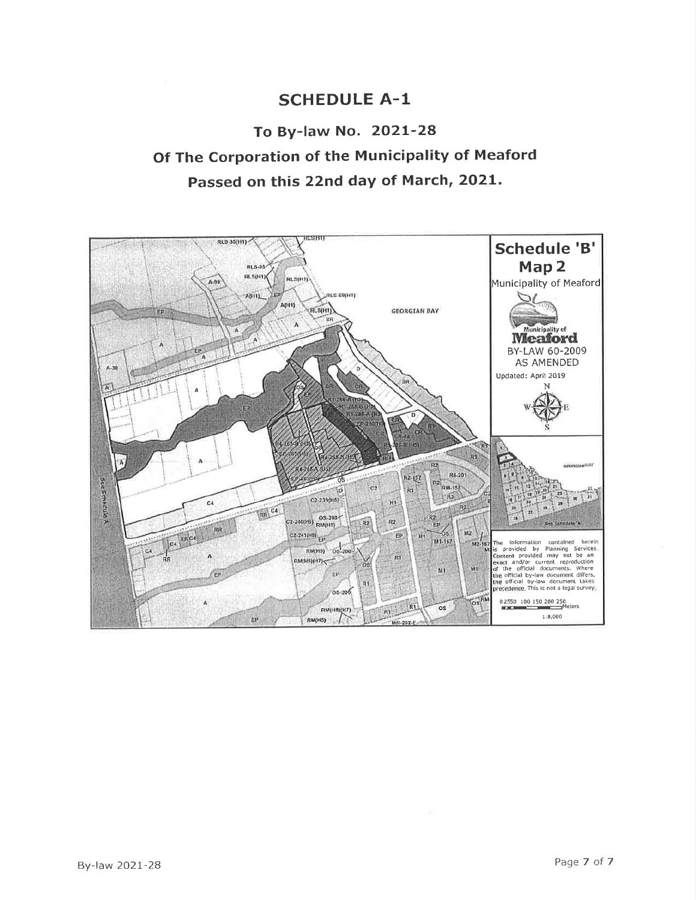# SCHEDULE A-1

## To By-law No. 2021-28

## Of The Corporation of the Municipality of Meaford

## Passed on this 22nd day of March, 2021.

Schedule 'B'
Map 2
Municipality of Meaford

Municipality of Meaford
BY-LAW 60-2009
AS AMENDED
Updated: April 2019

N
W E
S

GEORGIAN BAY

See Schedule 'A'

The information contained herein is provided by Planning Services. Content provided may not be an exact and/or current reproduction of the official documents. Where the official by-law document differs, the official by-law document takes precedence. This is not a legal survey.

0 25 50 100 150 200 250 Meters

1:8,000